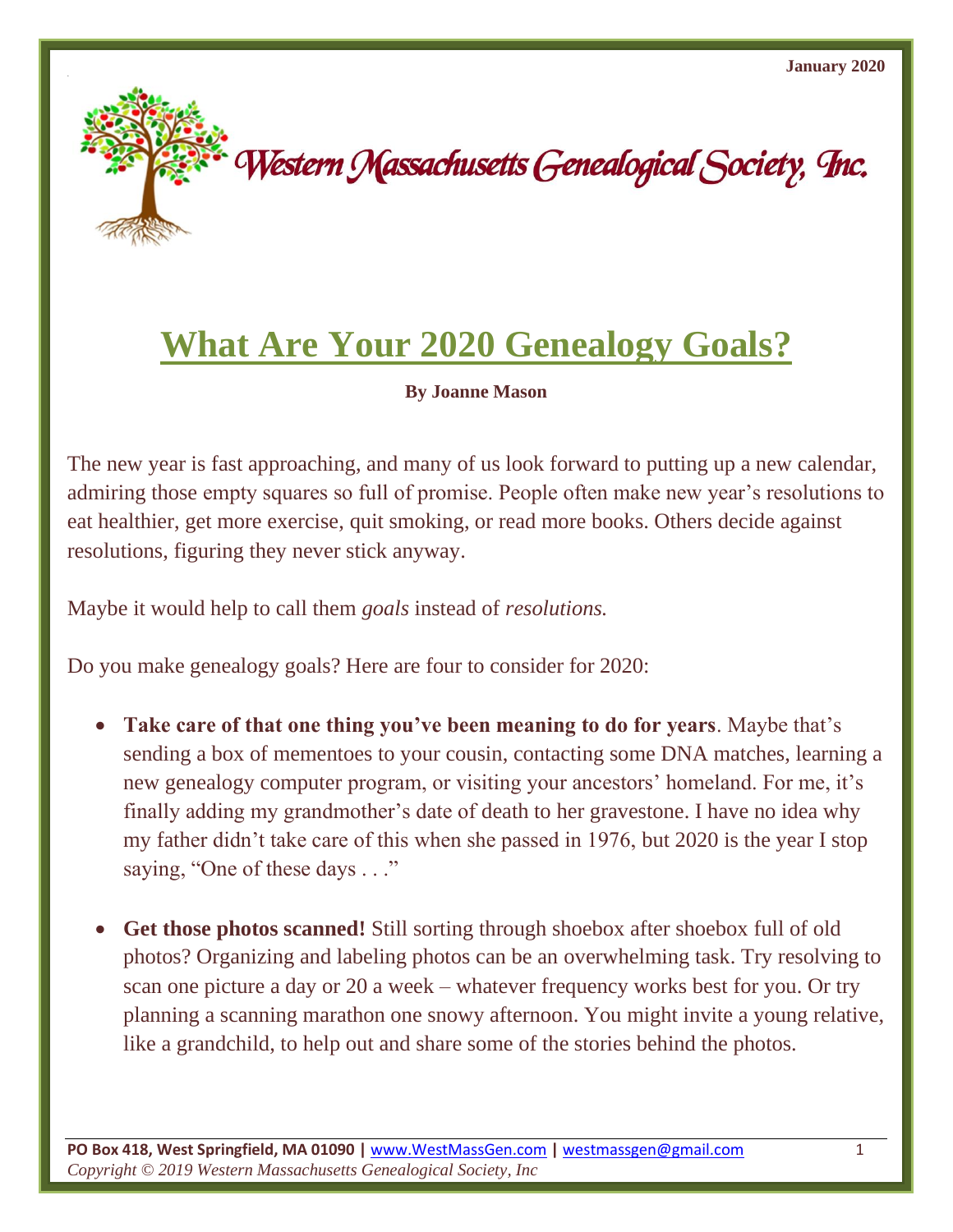January 2020

Western Massachusetts Genealogical Society, Inc.

# What Are Your 2020 Genealogy Goals?

**By Joanne Mason**

The new year is fast approaching, and many of us look forward to putting up a new calendar, admiring those empty squares so full of promise. People often make new year's resolutions to eat healthier, get more exercise, quit smoking, or read more books. Others decide against resolutions, figuring they never stick anyway.

Maybe it would help to call them *goals* instead of *resolutions.*

Do you make genealogy goals? Here are four to consider for 2020:

- **Take care of that one thing you've been meaning to do for years**. Maybe that's sending a box of mementoes to your cousin, contacting some DNA matches, learning a new genealogy computer program, or visiting your ancestors' homeland. For me, it's finally adding my grandmother's date of death to her gravestone. I have no idea why my father didn't take care of this when she passed in 1976, but 2020 is the year I stop saying, "One of these days . . ."

- **Get those photos scanned!** Still sorting through shoebox after shoebox full of old photos? Organizing and labeling photos can be an overwhelming task. Try resolving to scan one picture a day or 20 a week – whatever frequency works best for you. Or try planning a scanning marathon one snowy afternoon. You might invite a young relative, like a grandchild, to help out and share some of the stories behind the photos.

**PO Box 418, West Springfield, MA 01090 |** www.WestMassGen.com **|** westmassgen@gmail.com
*Copyright © 2019 Western Massachusetts Genealogical Society, Inc*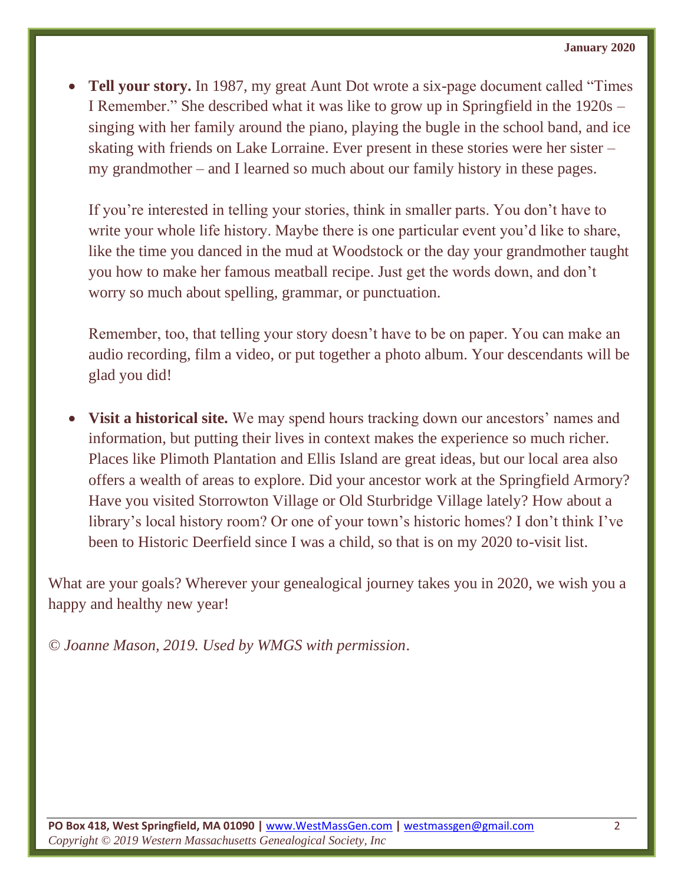- **Tell your story.** In 1987, my great Aunt Dot wrote a six-page document called "Times I Remember." She described what it was like to grow up in Springfield in the 1920s – singing with her family around the piano, playing the bugle in the school band, and ice skating with friends on Lake Lorraine. Ever present in these stories were her sister – my grandmother – and I learned so much about our family history in these pages.

  If you're interested in telling your stories, think in smaller parts. You don't have to write your whole life history. Maybe there is one particular event you'd like to share, like the time you danced in the mud at Woodstock or the day your grandmother taught you how to make her famous meatball recipe. Just get the words down, and don't worry so much about spelling, grammar, or punctuation.

  Remember, too, that telling your story doesn't have to be on paper. You can make an audio recording, film a video, or put together a photo album. Your descendants will be glad you did!

- **Visit a historical site.** We may spend hours tracking down our ancestors' names and information, but putting their lives in context makes the experience so much richer. Places like Plimoth Plantation and Ellis Island are great ideas, but our local area also offers a wealth of areas to explore. Did your ancestor work at the Springfield Armory? Have you visited Storrowton Village or Old Sturbridge Village lately? How about a library's local history room? Or one of your town's historic homes? I don't think I've been to Historic Deerfield since I was a child, so that is on my 2020 to-visit list.

What are your goals? Wherever your genealogical journey takes you in 2020, we wish you a happy and healthy new year!

*© Joanne Mason, 2019. Used by WMGS with permission*.